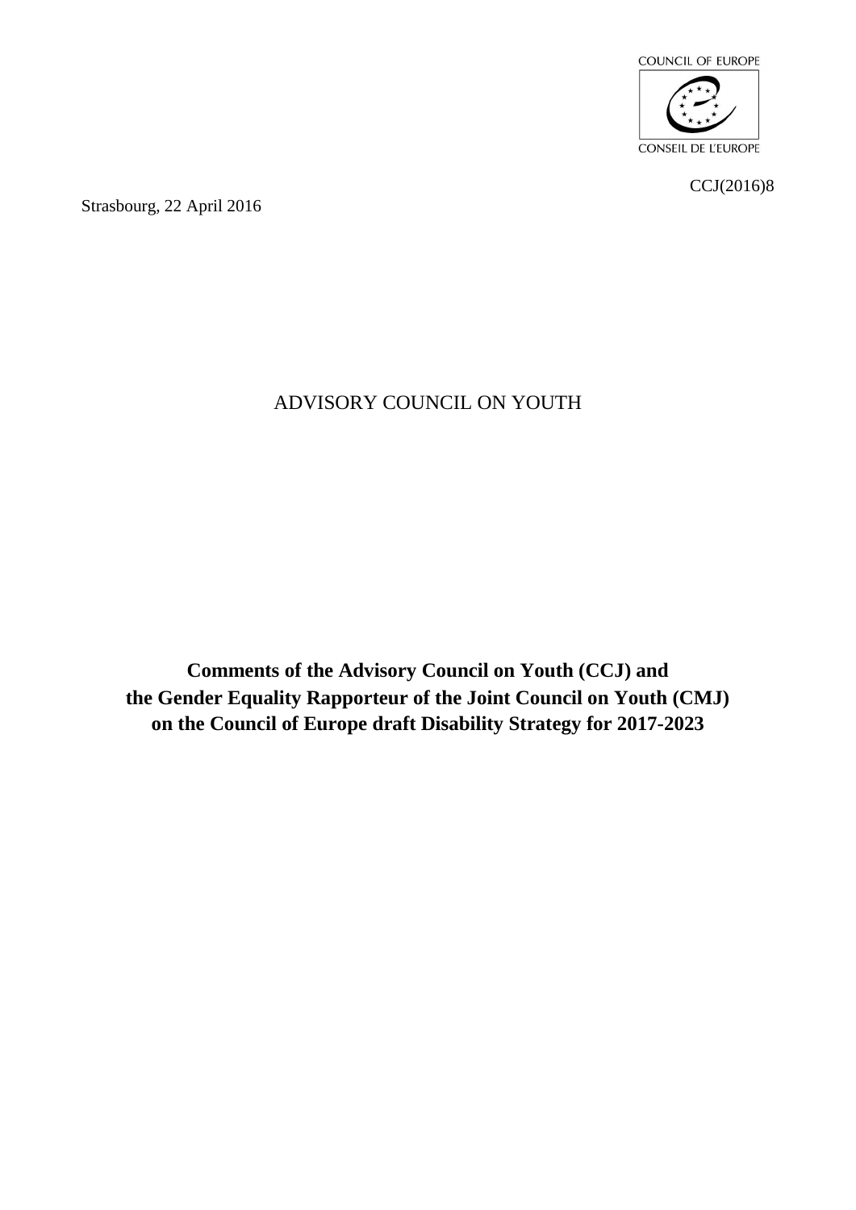COUNCIL OF EUROPE

CONSEIL DE L'EUROPE

CCJ(2016)8

Strasbourg, 22 April 2016

ADVISORY COUNCIL ON YOUTH

**Comments of the Advisory Council on Youth (CCJ) and the Gender Equality Rapporteur of the Joint Council on Youth (CMJ) on the Council of Europe draft Disability Strategy for 2017-2023**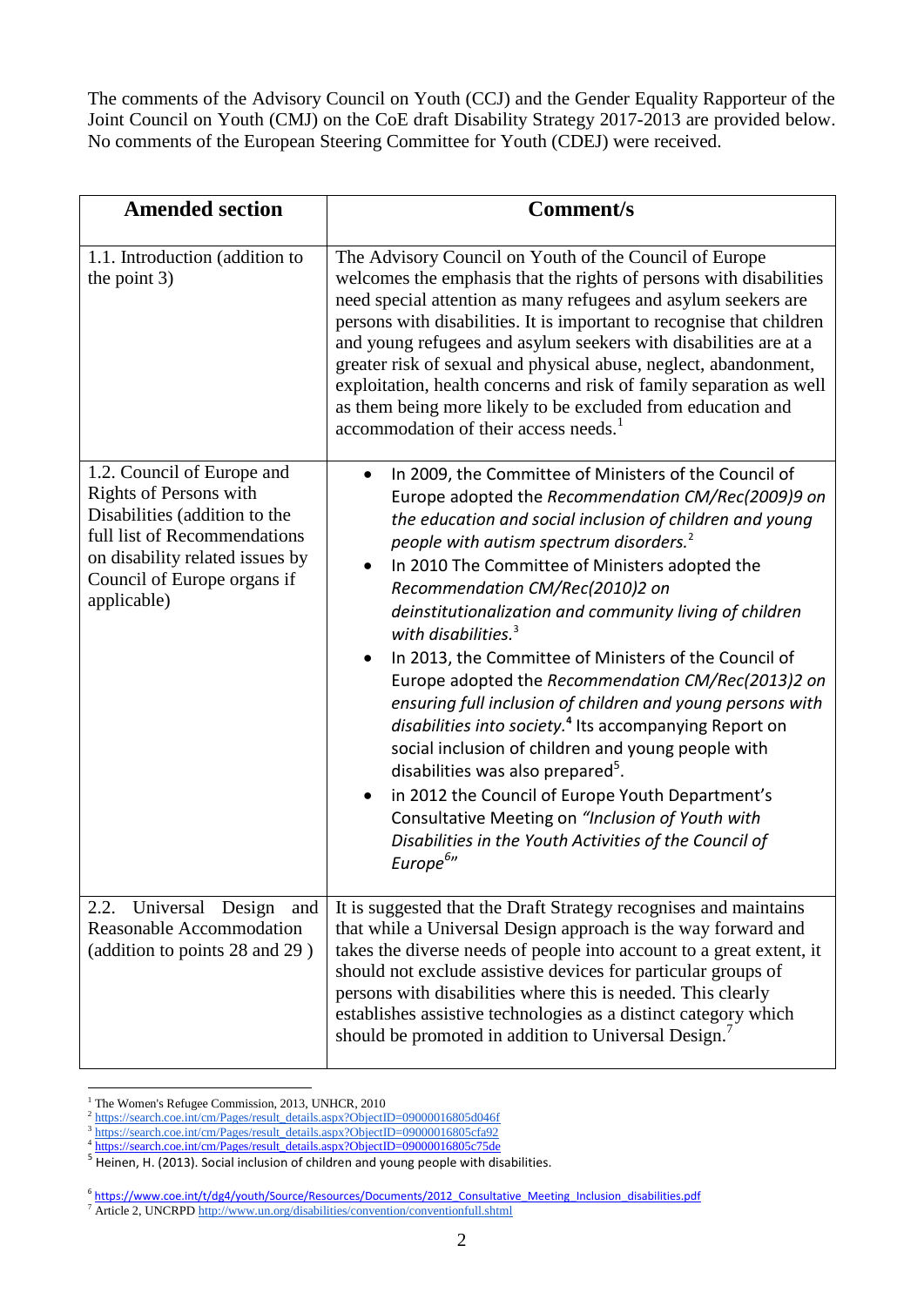The comments of the Advisory Council on Youth (CCJ) and the Gender Equality Rapporteur of the Joint Council on Youth (CMJ) on the CoE draft Disability Strategy 2017-2013 are provided below. No comments of the European Steering Committee for Youth (CDEJ) were received.

| Amended section | Comment/s |
|---|---|
| 1.1. Introduction (addition to the point 3) | The Advisory Council on Youth of the Council of Europe welcomes the emphasis that the rights of persons with disabilities need special attention as many refugees and asylum seekers are persons with disabilities. It is important to recognise that children and young refugees and asylum seekers with disabilities are at a greater risk of sexual and physical abuse, neglect, abandonment, exploitation, health concerns and risk of family separation as well as them being more likely to be excluded from education and accommodation of their access needs.[1] |
| 1.2. Council of Europe and Rights of Persons with Disabilities (addition to the full list of Recommendations on disability related issues by Council of Europe organs if applicable) | • In 2009, the Committee of Ministers of the Council of Europe adopted the *Recommendation CM/Rec(2009)9 on the education and social inclusion of children and young people with autism spectrum disorders.*[2]<br>• In 2010 The Committee of Ministers adopted the *Recommendation CM/Rec(2010)2 on deinstitutionalization and community living of children with disabilities.*[3]<br>• In 2013, the Committee of Ministers of the Council of Europe adopted the *Recommendation CM/Rec(2013)2 on ensuring full inclusion of children and young persons with disabilities into society.*[4] Its accompanying Report on social inclusion of children and young people with disabilities was also prepared[5].<br>• in 2012 the Council of Europe Youth Department's Consultative Meeting on *"Inclusion of Youth with Disabilities in the Youth Activities of the Council of Europe*[6]*"* |
| 2.2. Universal Design and Reasonable Accommodation (addition to points 28 and 29 ) | It is suggested that the Draft Strategy recognises and maintains that while a Universal Design approach is the way forward and takes the diverse needs of people into account to a great extent, it should not exclude assistive devices for particular groups of persons with disabilities where this is needed. This clearly establishes assistive technologies as a distinct category which should be promoted in addition to Universal Design.[7] |

[1] The Women's Refugee Commission, 2013, UNHCR, 2010

[2] https://search.coe.int/cm/Pages/result_details.aspx?ObjectID=09000016805d046f

[3] https://search.coe.int/cm/Pages/result_details.aspx?ObjectID=09000016805cfa92

[4] https://search.coe.int/cm/Pages/result_details.aspx?ObjectID=09000016805c75de

[5] Heinen, H. (2013). Social inclusion of children and young people with disabilities.

[6] https://www.coe.int/t/dg4/youth/Source/Resources/Documents/2012_Consultative_Meeting_Inclusion_disabilities.pdf

[7] Article 2, UNCRPD http://www.un.org/disabilities/convention/conventionfull.shtml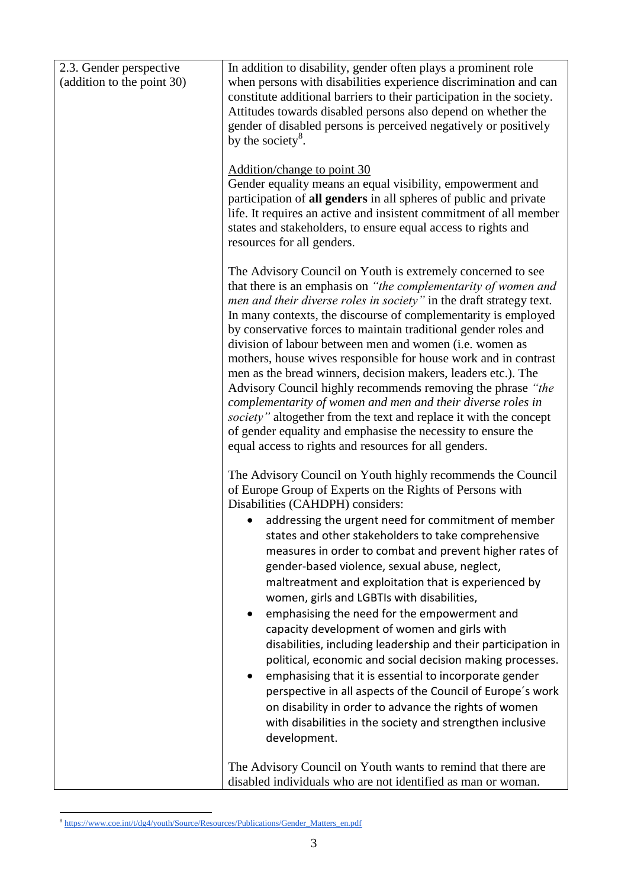| 2.3. Gender perspective (addition to the point 30) | In addition to disability, gender often plays a prominent role when persons with disabilities experience discrimination and can constitute additional barriers to their participation in the society. Attitudes towards disabled persons also depend on whether the gender of disabled persons is perceived negatively or positively by the society[8].<br><br>Addition/change to point 30<br>Gender equality means an equal visibility, empowerment and participation of **all genders** in all spheres of public and private life. It requires an active and insistent commitment of all member states and stakeholders, to ensure equal access to rights and resources for all genders.<br><br>The Advisory Council on Youth is extremely concerned to see that there is an emphasis on *"the complementarity of women and men and their diverse roles in society"* in the draft strategy text. In many contexts, the discourse of complementarity is employed by conservative forces to maintain traditional gender roles and division of labour between men and women (i.e. women as mothers, house wives responsible for house work and in contrast men as the bread winners, decision makers, leaders etc.). The Advisory Council highly recommends removing the phrase *"the complementarity of women and men and their diverse roles in society"* altogether from the text and replace it with the concept of gender equality and emphasise the necessity to ensure the equal access to rights and resources for all genders.<br><br>The Advisory Council on Youth highly recommends the Council of Europe Group of Experts on the Rights of Persons with Disabilities (CAHDPH) considers:<br>• addressing the urgent need for commitment of member states and other stakeholders to take comprehensive measures in order to combat and prevent higher rates of gender-based violence, sexual abuse, neglect, maltreatment and exploitation that is experienced by women, girls and LGBTIs with disabilities,<br>• emphasising the need for the empowerment and capacity development of women and girls with disabilities, including leadership and their participation in political, economic and social decision making processes.<br>• emphasising that it is essential to incorporate gender perspective in all aspects of the Council of Europe´s work on disability in order to advance the rights of women with disabilities in the society and strengthen inclusive development.<br><br>The Advisory Council on Youth wants to remind that there are disabled individuals who are not identified as man or woman. |
|---|---|

[8] https://www.coe.int/t/dg4/youth/Source/Resources/Publications/Gender_Matters_en.pdf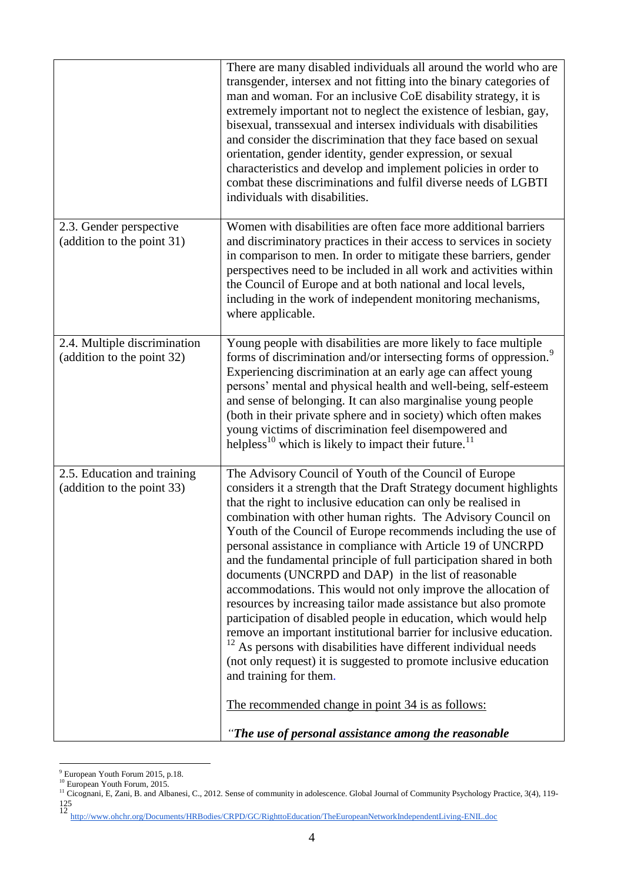| | |
|---|---|
| | There are many disabled individuals all around the world who are transgender, intersex and not fitting into the binary categories of man and woman. For an inclusive CoE disability strategy, it is extremely important not to neglect the existence of lesbian, gay, bisexual, transsexual and intersex individuals with disabilities and consider the discrimination that they face based on sexual orientation, gender identity, gender expression, or sexual characteristics and develop and implement policies in order to combat these discriminations and fulfil diverse needs of LGBTI individuals with disabilities. |
| 2.3. Gender perspective (addition to the point 31) | Women with disabilities are often face more additional barriers and discriminatory practices in their access to services in society in comparison to men. In order to mitigate these barriers, gender perspectives need to be included in all work and activities within the Council of Europe and at both national and local levels, including in the work of independent monitoring mechanisms, where applicable. |
| 2.4. Multiple discrimination (addition to the point 32) | Young people with disabilities are more likely to face multiple forms of discrimination and/or intersecting forms of oppression.[9] Experiencing discrimination at an early age can affect young persons' mental and physical health and well-being, self-esteem and sense of belonging. It can also marginalise young people (both in their private sphere and in society) which often makes young victims of discrimination feel disempowered and helpless[10] which is likely to impact their future.[11] |
| 2.5. Education and training (addition to the point 33) | The Advisory Council of Youth of the Council of Europe considers it a strength that the Draft Strategy document highlights that the right to inclusive education can only be realised in combination with other human rights. The Advisory Council on Youth of the Council of Europe recommends including the use of personal assistance in compliance with Article 19 of UNCRPD and the fundamental principle of full participation shared in both documents (UNCRPD and DAP) in the list of reasonable accommodations. This would not only improve the allocation of resources by increasing tailor made assistance but also promote participation of disabled people in education, which would help remove an important institutional barrier for inclusive education.[12] As persons with disabilities have different individual needs (not only request) it is suggested to promote inclusive education and training for them.<br><br><u>The recommended change in point 34 is as follows:</u><br><br>*"**The use of personal assistance among the reasonable*** |

[9] European Youth Forum 2015, p.18.

[10] European Youth Forum, 2015.

[11] Cicognani, E, Zani, B. and Albanesi, C., 2012. Sense of community in adolescence. Global Journal of Community Psychology Practice, 3(4), 119-125

[12] http://www.ohchr.org/Documents/HRBodies/CRPD/GC/RighttoEducation/TheEuropeanNetworkIndependentLiving-ENIL.doc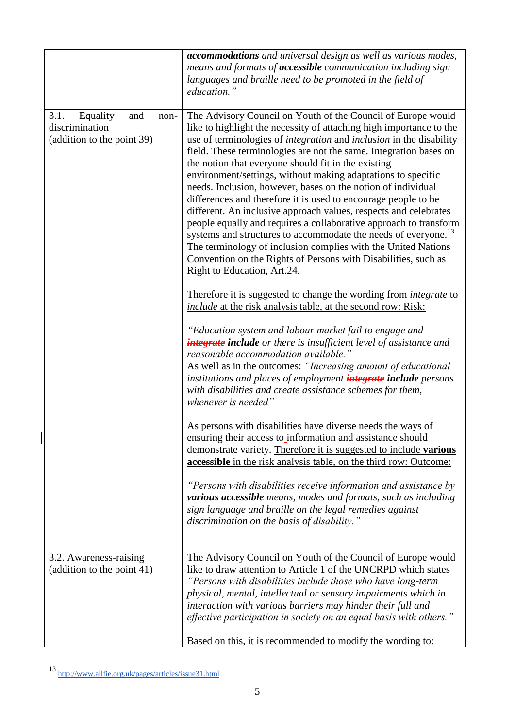| | |
|---|---|
| | ***accommodations*** *and universal design as well as various modes, means and formats of* ***accessible*** *communication including sign languages and braille need to be promoted in the field of education."* |
| 3.1. Equality and non-discrimination (addition to the point 39) | The Advisory Council on Youth of the Council of Europe would like to highlight the necessity of attaching high importance to the use of terminologies of *integration* and *inclusion* in the disability field. These terminologies are not the same. Integration bases on the notion that everyone should fit in the existing environment/settings, without making adaptations to specific needs. Inclusion, however, bases on the notion of individual differences and therefore it is used to encourage people to be different. An inclusive approach values, respects and celebrates people equally and requires a collaborative approach to transform systems and structures to accommodate the needs of everyone.[13] The terminology of inclusion complies with the United Nations Convention on the Rights of Persons with Disabilities, such as Right to Education, Art.24.<br><br>Therefore it is suggested to change the wording from *integrate* to *include* at the risk analysis table, at the second row: Risk:<br><br>*"Education system and labour market fail to engage and* ~~***integrate***~~ ***include*** *or there is insufficient level of assistance and reasonable accommodation available."*<br>As well as in the outcomes: *"Increasing amount of educational institutions and places of employment* ~~***integrate***~~ ***include*** *persons with disabilities and create assistance schemes for them, whenever is needed"*<br><br>As persons with disabilities have diverse needs the ways of ensuring their access to information and assistance should demonstrate variety. Therefore it is suggested to include **various accessible** in the risk analysis table, on the third row: Outcome:<br><br>*"Persons with disabilities receive information and assistance by* ***various accessible*** *means, modes and formats, such as including sign language and braille on the legal remedies against discrimination on the basis of disability."* |
| 3.2. Awareness-raising (addition to the point 41) | The Advisory Council on Youth of the Council of Europe would like to draw attention to Article 1 of the UNCRPD which states *"Persons with disabilities include those who have long-term physical, mental, intellectual or sensory impairments which in interaction with various barriers may hinder their full and effective participation in society on an equal basis with others."*<br><br>Based on this, it is recommended to modify the wording to: |

[13] http://www.allfie.org.uk/pages/articles/issue31.html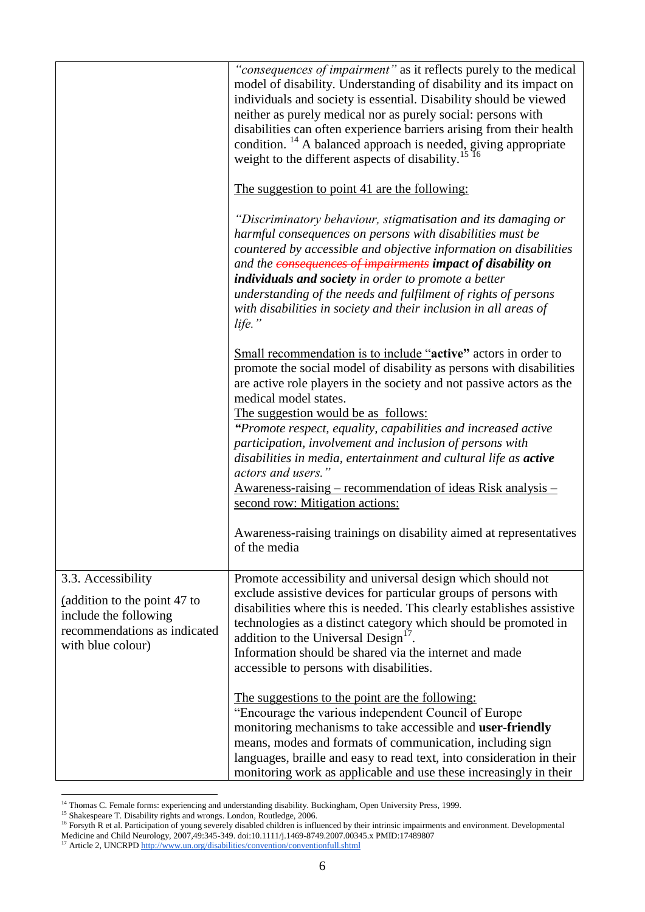| | |
|---|---|
| | *"consequences of impairment"* as it reflects purely to the medical model of disability. Understanding of disability and its impact on individuals and society is essential. Disability should be viewed neither as purely medical nor as purely social: persons with disabilities can often experience barriers arising from their health condition. [14] A balanced approach is needed, giving appropriate weight to the different aspects of disability.[15] [16]<br><br>The suggestion to point 41 are the following:<br><br>*"Discriminatory behaviour, stigmatisation and its damaging or harmful consequences on persons with disabilities must be countered by accessible and objective information on disabilities and the ~~consequences of impairments~~* ***impact of disability on individuals and society*** *in order to promote a better understanding of the needs and fulfilment of rights of persons with disabilities in society and their inclusion in all areas of life."*<br><br>Small recommendation is to include "**active"** actors in order to promote the social model of disability as persons with disabilities are active role players in the society and not passive actors as the medical model states.<br>The suggestion would be as follows:<br>***"****Promote respect, equality, capabilities and increased active participation, involvement and inclusion of persons with disabilities in media, entertainment and cultural life as* ***active*** *actors and users."*<br>Awareness-raising – recommendation of ideas Risk analysis – second row: Mitigation actions:<br><br>Awareness-raising trainings on disability aimed at representatives of the media |
| 3.3. Accessibility<br><br>(addition to the point 47 to include the following recommendations as indicated with blue colour) | Promote accessibility and universal design which should not exclude assistive devices for particular groups of persons with disabilities where this is needed. This clearly establishes assistive technologies as a distinct category which should be promoted in addition to the Universal Design[17].<br>Information should be shared via the internet and made accessible to persons with disabilities.<br><br>The suggestions to the point are the following:<br>"Encourage the various independent Council of Europe monitoring mechanisms to take accessible and **user-friendly** means, modes and formats of communication, including sign languages, braille and easy to read text, into consideration in their monitoring work as applicable and use these increasingly in their |

[14] Thomas C. Female forms: experiencing and understanding disability. Buckingham, Open University Press, 1999.

[15] Shakespeare T. Disability rights and wrongs. London, Routledge, 2006.

[16] Forsyth R et al. Participation of young severely disabled children is influenced by their intrinsic impairments and environment. Developmental Medicine and Child Neurology, 2007,49:345-349. doi:10.1111/j.1469-8749.2007.00345.x PMID:17489807

[17] Article 2, UNCRPD http://www.un.org/disabilities/convention/conventionfull.shtml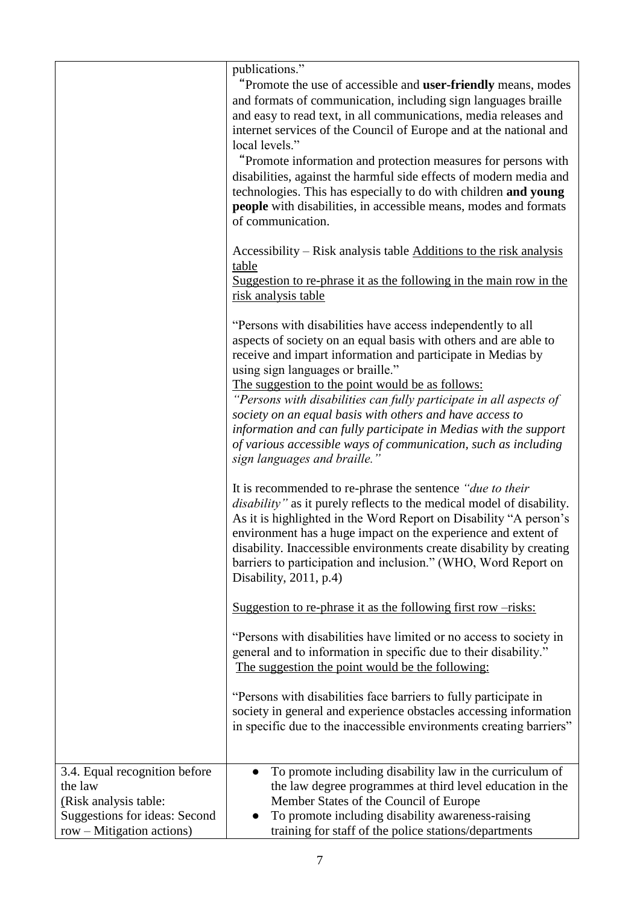| | |
|---|---|
| | publications."<br>"Promote the use of accessible and **user-friendly** means, modes and formats of communication, including sign languages braille and easy to read text, in all communications, media releases and internet services of the Council of Europe and at the national and local levels."<br>"Promote information and protection measures for persons with disabilities, against the harmful side effects of modern media and technologies. This has especially to do with children **and young people** with disabilities, in accessible means, modes and formats of communication.<br><br>Accessibility – Risk analysis table <u>Additions to the risk analysis table</u><br><u>Suggestion to re-phrase it as the following in the main row in the risk analysis table</u><br><br>"Persons with disabilities have access independently to all aspects of society on an equal basis with others and are able to receive and impart information and participate in Medias by using sign languages or braille."<br><u>The suggestion to the point would be as follows:</u><br>*"Persons with disabilities can fully participate in all aspects of society on an equal basis with others and have access to information and can fully participate in Medias with the support of various accessible ways of communication, such as including sign languages and braille."*<br><br>It is recommended to re-phrase the sentence *"due to their disability"* as it purely reflects to the medical model of disability. As it is highlighted in the Word Report on Disability "A person's environment has a huge impact on the experience and extent of disability. Inaccessible environments create disability by creating barriers to participation and inclusion." (WHO, Word Report on Disability, 2011, p.4)<br><br><u>Suggestion to re-phrase it as the following first row –risks:</u><br><br>"Persons with disabilities have limited or no access to society in general and to information in specific due to their disability."<br><u>The suggestion the point would be the following:</u><br><br>"Persons with disabilities face barriers to fully participate in society in general and experience obstacles accessing information in specific due to the inaccessible environments creating barriers" |
| 3.4. Equal recognition before the law<br>(Risk analysis table: Suggestions for ideas: Second row – Mitigation actions) | • To promote including disability law in the curriculum of the law degree programmes at third level education in the Member States of the Council of Europe<br>• To promote including disability awareness-raising training for staff of the police stations/departments |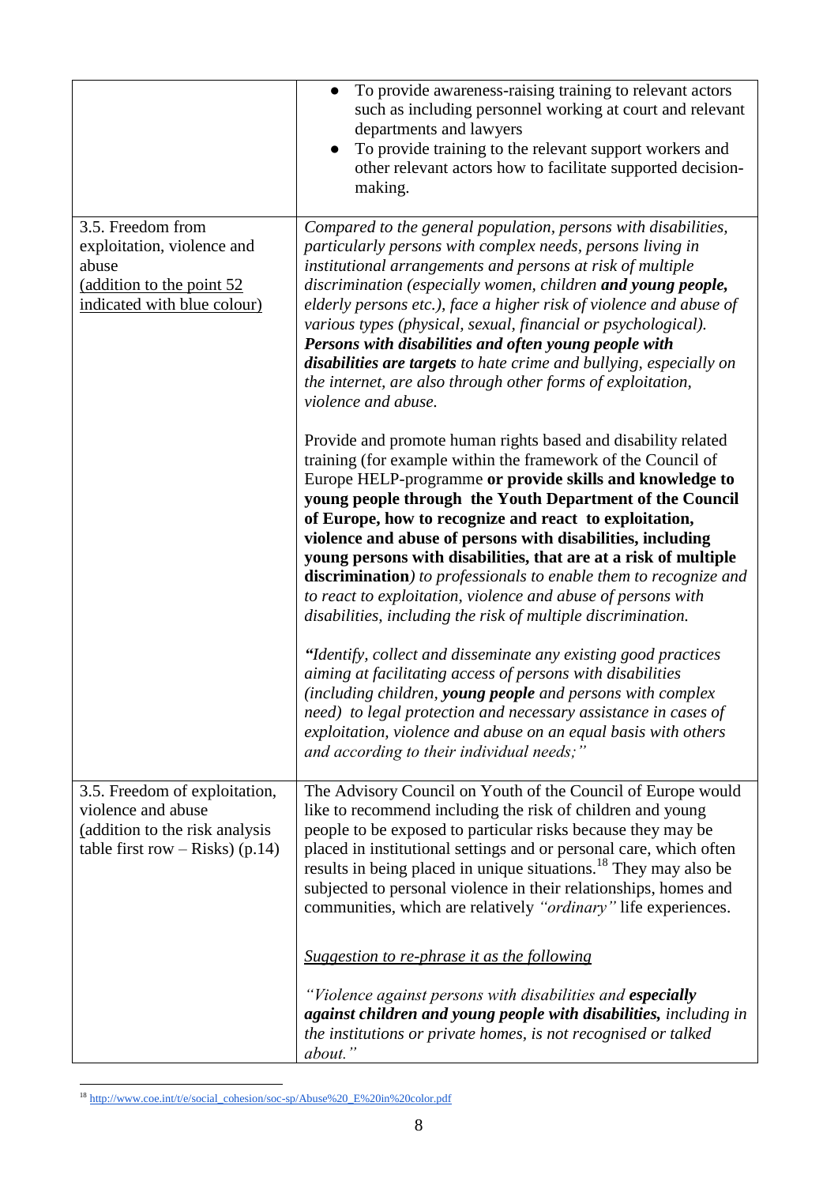| | |
|---|---|
| | ● To provide awareness-raising training to relevant actors such as including personnel working at court and relevant departments and lawyers<br>● To provide training to the relevant support workers and other relevant actors how to facilitate supported decision-making. |
| 3.5. Freedom from exploitation, violence and abuse<br><u>(addition to the point 52 indicated with blue colour)</u> | *Compared to the general population, persons with disabilities, particularly persons with complex needs, persons living in institutional arrangements and persons at risk of multiple discrimination (especially women, children* ***and young people,*** *elderly persons etc.), face a higher risk of violence and abuse of various types (physical, sexual, financial or psychological).* ***Persons with disabilities and often young people with disabilities are targets*** *to hate crime and bullying, especially on the internet, are also through other forms of exploitation, violence and abuse.*<br><br>Provide and promote human rights based and disability related training (for example within the framework of the Council of Europe HELP-programme **or provide skills and knowledge to young people through the Youth Department of the Council of Europe, how to recognize and react to exploitation, violence and abuse of persons with disabilities, including young persons with disabilities, that are at a risk of multiple discrimination***) to professionals to enable them to recognize and to react to exploitation, violence and abuse of persons with disabilities, including the risk of multiple discrimination.*<br><br>*"Identify, collect and disseminate any existing good practices aiming at facilitating access of persons with disabilities (including children,* ***young people*** *and persons with complex need) to legal protection and necessary assistance in cases of exploitation, violence and abuse on an equal basis with others and according to their individual needs;"* |
| 3.5. Freedom of exploitation, violence and abuse<br><u>(addition to the risk analysis table first row – Risks) (p.14)</u> | The Advisory Council on Youth of the Council of Europe would like to recommend including the risk of children and young people to be exposed to particular risks because they may be placed in institutional settings and or personal care, which often results in being placed in unique situations.[18] They may also be subjected to personal violence in their relationships, homes and communities, which are relatively *"ordinary"* life experiences.<br><br><u>*Suggestion to re-phrase it as the following*</u><br><br>*"Violence against persons with disabilities and* ***especially against children and young people with disabilities,*** *including in the institutions or private homes, is not recognised or talked about."* |

[18] http://www.coe.int/t/e/social_cohesion/soc-sp/Abuse%20_E%20in%20color.pdf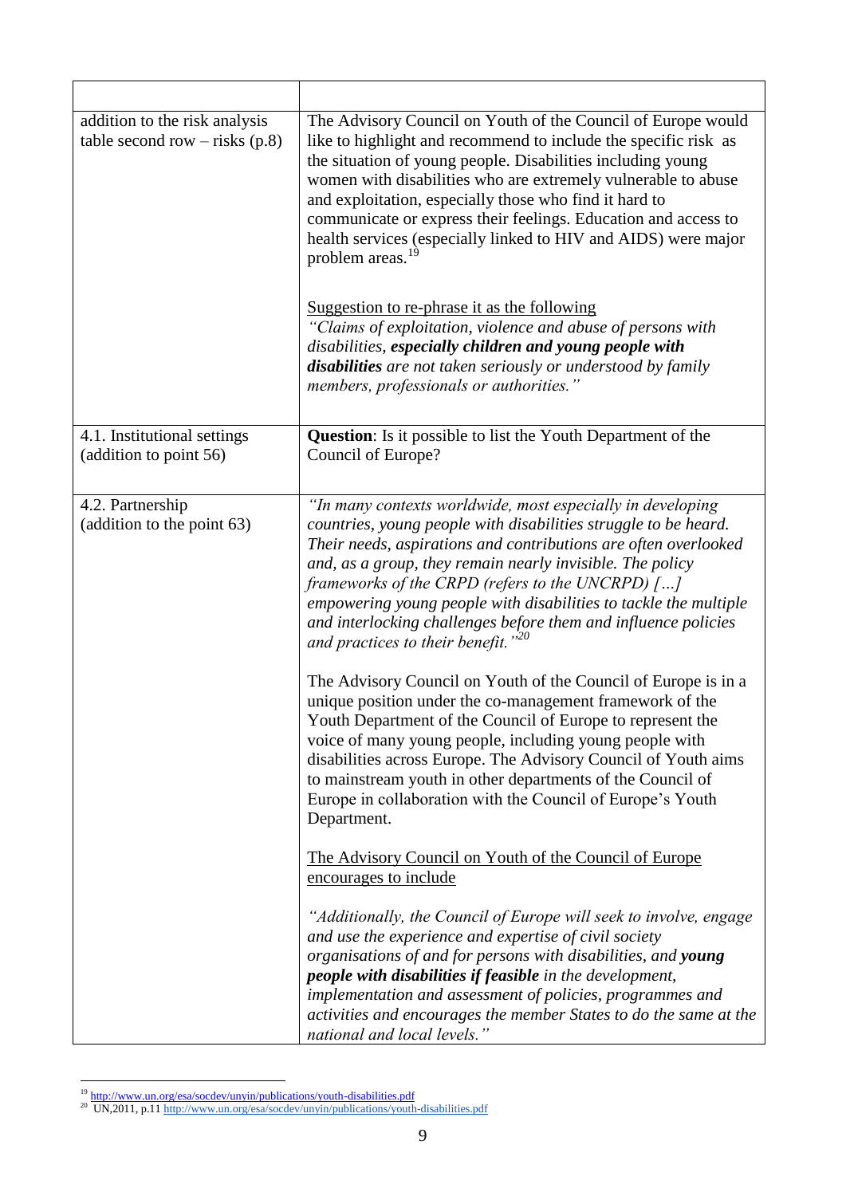| | |
|---|---|
| addition to the risk analysis table second row – risks (p.8) | The Advisory Council on Youth of the Council of Europe would like to highlight and recommend to include the specific risk as the situation of young people. Disabilities including young women with disabilities who are extremely vulnerable to abuse and exploitation, especially those who find it hard to communicate or express their feelings. Education and access to health services (especially linked to HIV and AIDS) were major problem areas.[19]<br><br>Suggestion to re-phrase it as the following<br>*"Claims of exploitation, violence and abuse of persons with disabilities, **especially children and young people with disabilities** are not taken seriously or understood by family members, professionals or authorities."* |
| 4.1. Institutional settings (addition to point 56) | **Question**: Is it possible to list the Youth Department of the Council of Europe? |
| 4.2. Partnership (addition to the point 63) | *"In many contexts worldwide, most especially in developing countries, young people with disabilities struggle to be heard. Their needs, aspirations and contributions are often overlooked and, as a group, they remain nearly invisible. The policy frameworks of the CRPD (refers to the UNCRPD) […] empowering young people with disabilities to tackle the multiple and interlocking challenges before them and influence policies and practices to their benefit."*[20]<br><br>The Advisory Council on Youth of the Council of Europe is in a unique position under the co-management framework of the Youth Department of the Council of Europe to represent the voice of many young people, including young people with disabilities across Europe. The Advisory Council of Youth aims to mainstream youth in other departments of the Council of Europe in collaboration with the Council of Europe's Youth Department.<br><br>The Advisory Council on Youth of the Council of Europe encourages to include<br><br>*"Additionally, the Council of Europe will seek to involve, engage and use the experience and expertise of civil society organisations of and for persons with disabilities, and **young people with disabilities if feasible** in the development, implementation and assessment of policies, programmes and activities and encourages the member States to do the same at the national and local levels."* |

[19] http://www.un.org/esa/socdev/unyin/publications/youth-disabilities.pdf

[20] UN,2011, p.11 http://www.un.org/esa/socdev/unyin/publications/youth-disabilities.pdf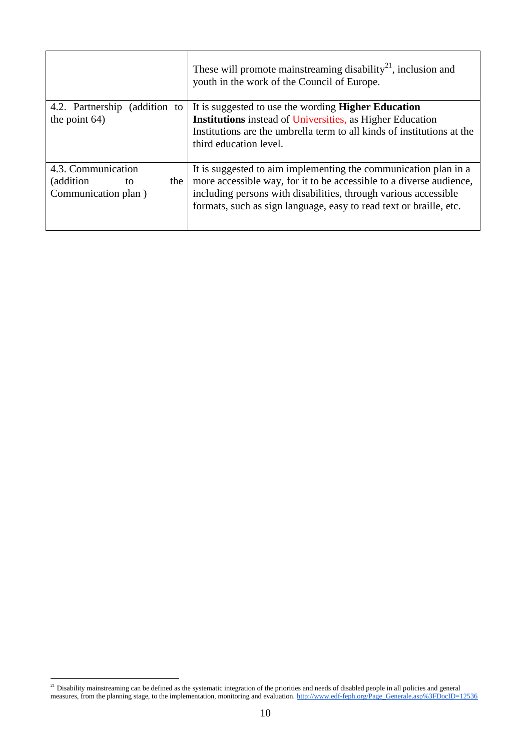| | |
|---|---|
| | These will promote mainstreaming disability[21], inclusion and youth in the work of the Council of Europe. |
| 4.2. Partnership (addition to the point 64) | It is suggested to use the wording **Higher Education Institutions** instead of Universities, as Higher Education Institutions are the umbrella term to all kinds of institutions at the third education level. |
| 4.3. Communication (addition to the Communication plan ) | It is suggested to aim implementing the communication plan in a more accessible way, for it to be accessible to a diverse audience, including persons with disabilities, through various accessible formats, such as sign language, easy to read text or braille, etc. |

[21] Disability mainstreaming can be defined as the systematic integration of the priorities and needs of disabled people in all policies and general measures, from the planning stage, to the implementation, monitoring and evaluation. http://www.edf-feph.org/Page_Generale.asp%3FDocID=12536